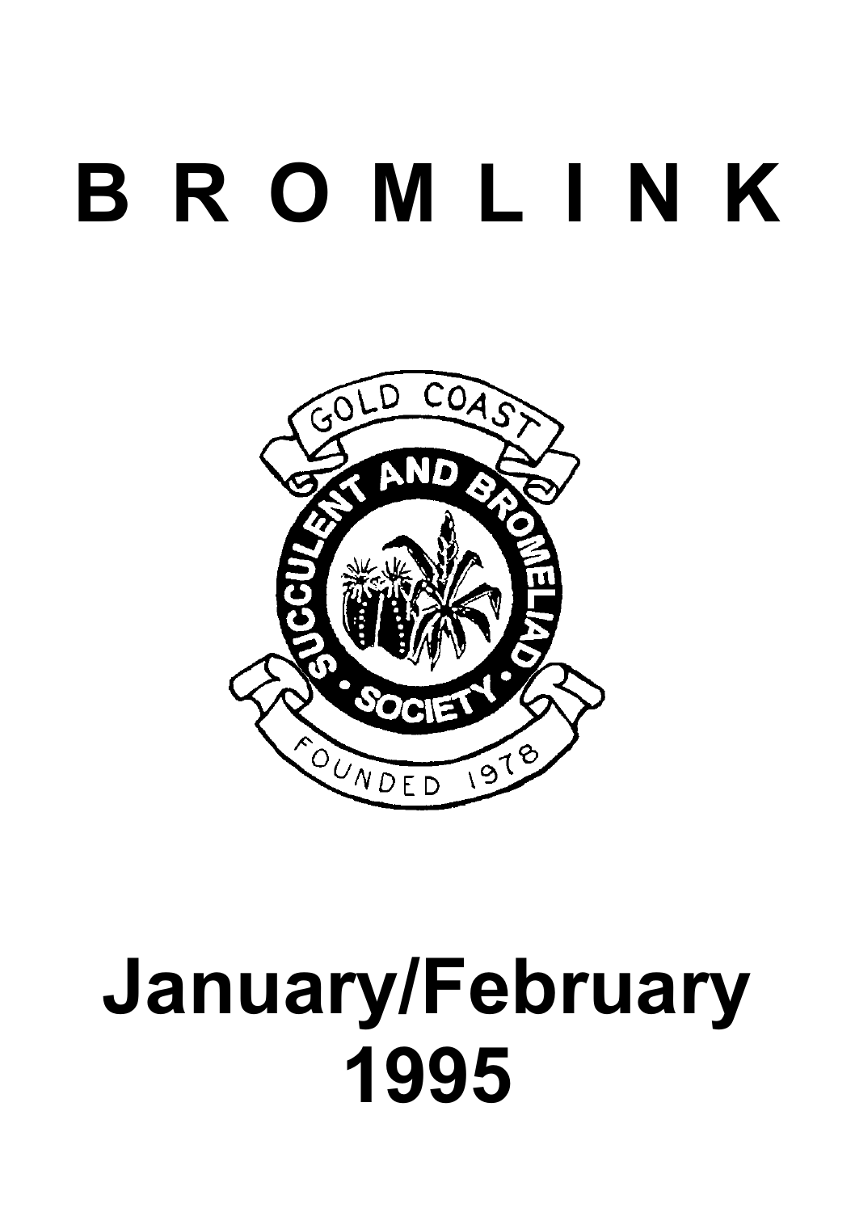# B R O M L I N K

GOLD COAST

SUCCULENT AND BROMELIAD SOCIETY

FOUNDED 1978

# January/February 1995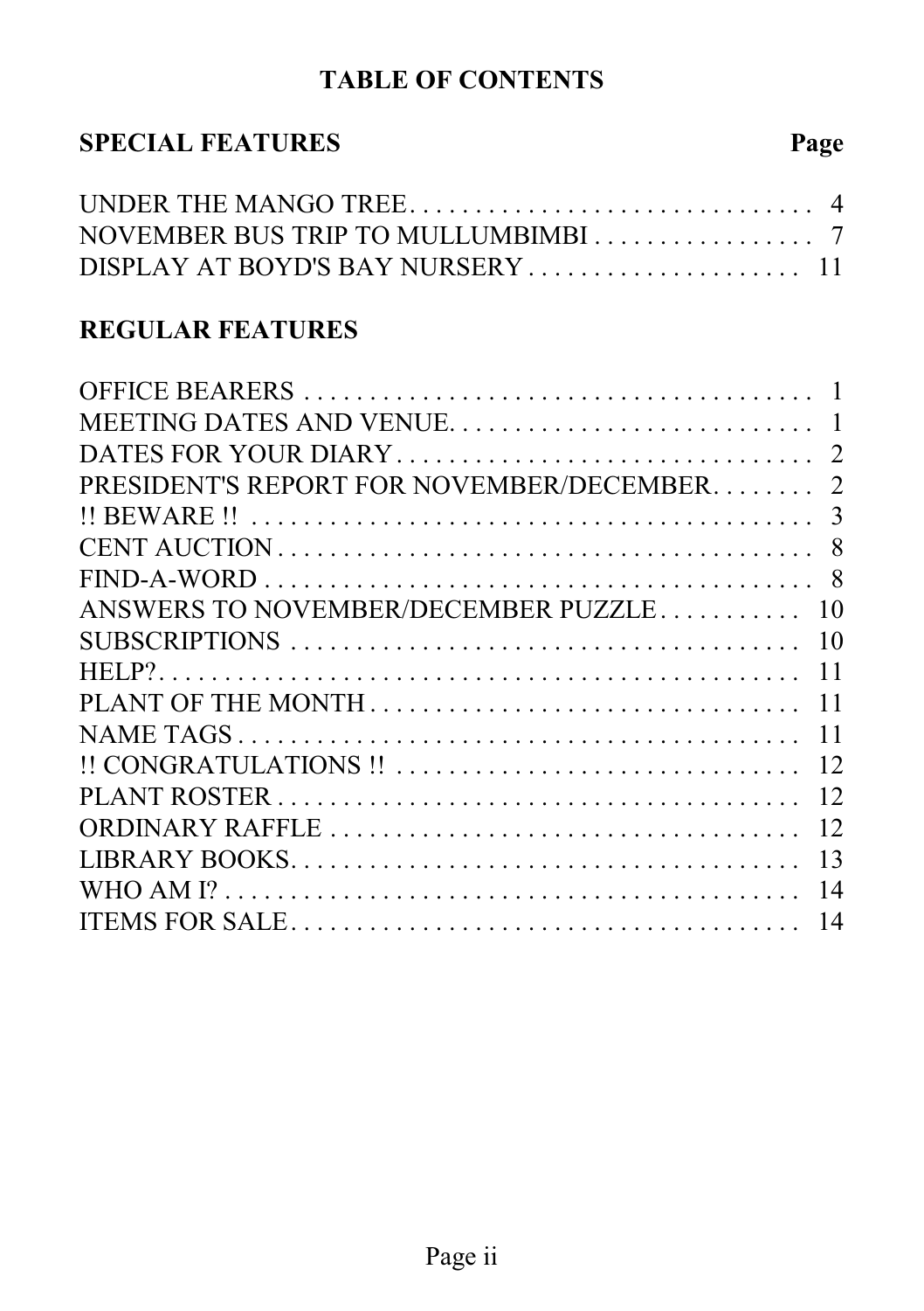# TABLE OF CONTENTS

| SPECIAL FEATURES | Page |
| --- | --- |
| UNDER THE MANGO TREE | 4 |
| NOVEMBER BUS TRIP TO MULLUMBIMBI | 7 |
| DISPLAY AT BOYD'S BAY NURSERY | 11 |

| REGULAR FEATURES | Page |
| --- | --- |
| OFFICE BEARERS | 1 |
| MEETING DATES AND VENUE | 1 |
| DATES FOR YOUR DIARY | 2 |
| PRESIDENT'S REPORT FOR NOVEMBER/DECEMBER | 2 |
| !! BEWARE !! | 3 |
| CENT AUCTION | 8 |
| FIND-A-WORD | 8 |
| ANSWERS TO NOVEMBER/DECEMBER PUZZLE | 10 |
| SUBSCRIPTIONS | 10 |
| HELP? | 11 |
| PLANT OF THE MONTH | 11 |
| NAME TAGS | 11 |
| !! CONGRATULATIONS !! | 12 |
| PLANT ROSTER | 12 |
| ORDINARY RAFFLE | 12 |
| LIBRARY BOOKS | 13 |
| WHO AM I? | 14 |
| ITEMS FOR SALE | 14 |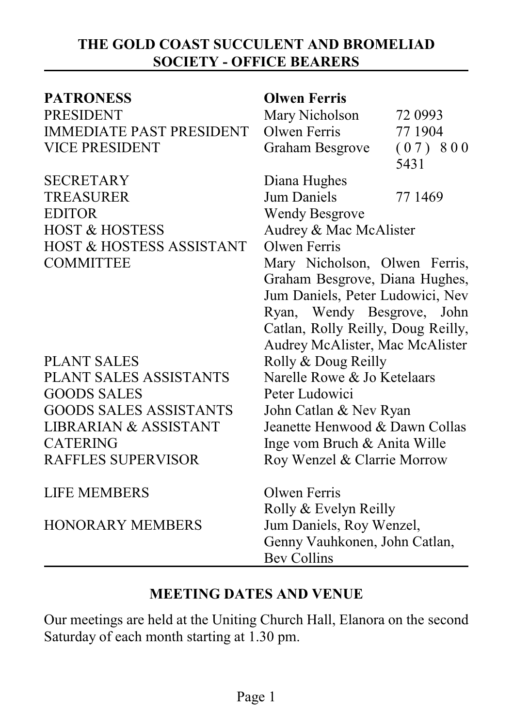## THE GOLD COAST SUCCULENT AND BROMELIAD SOCIETY - OFFICE BEARERS

| | | |
|---|---|---|
| **PATRONESS** | **Olwen Ferris** | |
| PRESIDENT | Mary Nicholson | 72 0993 |
| IMMEDIATE PAST PRESIDENT | Olwen Ferris | 77 1904 |
| VICE PRESIDENT | Graham Besgrove | (07) 800 5431 |
| SECRETARY | Diana Hughes | |
| TREASURER | Jum Daniels | 77 1469 |
| EDITOR | Wendy Besgrove | |
| HOST & HOSTESS | Audrey & Mac McAlister | |
| HOST & HOSTESS ASSISTANT | Olwen Ferris | |
| COMMITTEE | Mary Nicholson, Olwen Ferris, Graham Besgrove, Diana Hughes, Jum Daniels, Peter Ludowici, Nev Ryan, Wendy Besgrove, John Catlan, Rolly Reilly, Doug Reilly, Audrey McAlister, Mac McAlister | |
| PLANT SALES | Rolly & Doug Reilly | |
| PLANT SALES ASSISTANTS | Narelle Rowe & Jo Ketelaars | |
| GOODS SALES | Peter Ludowici | |
| GOODS SALES ASSISTANTS | John Catlan & Nev Ryan | |
| LIBRARIAN & ASSISTANT | Jeanette Henwood & Dawn Collas | |
| CATERING | Inge vom Bruch & Anita Wille | |
| RAFFLES SUPERVISOR | Roy Wenzel & Clarrie Morrow | |
| LIFE MEMBERS | Olwen Ferris<br>Rolly & Evelyn Reilly | |
| HONORARY MEMBERS | Jum Daniels, Roy Wenzel, Genny Vauhkonen, John Catlan, Bev Collins | |

### MEETING DATES AND VENUE

Our meetings are held at the Uniting Church Hall, Elanora on the second Saturday of each month starting at 1.30 pm.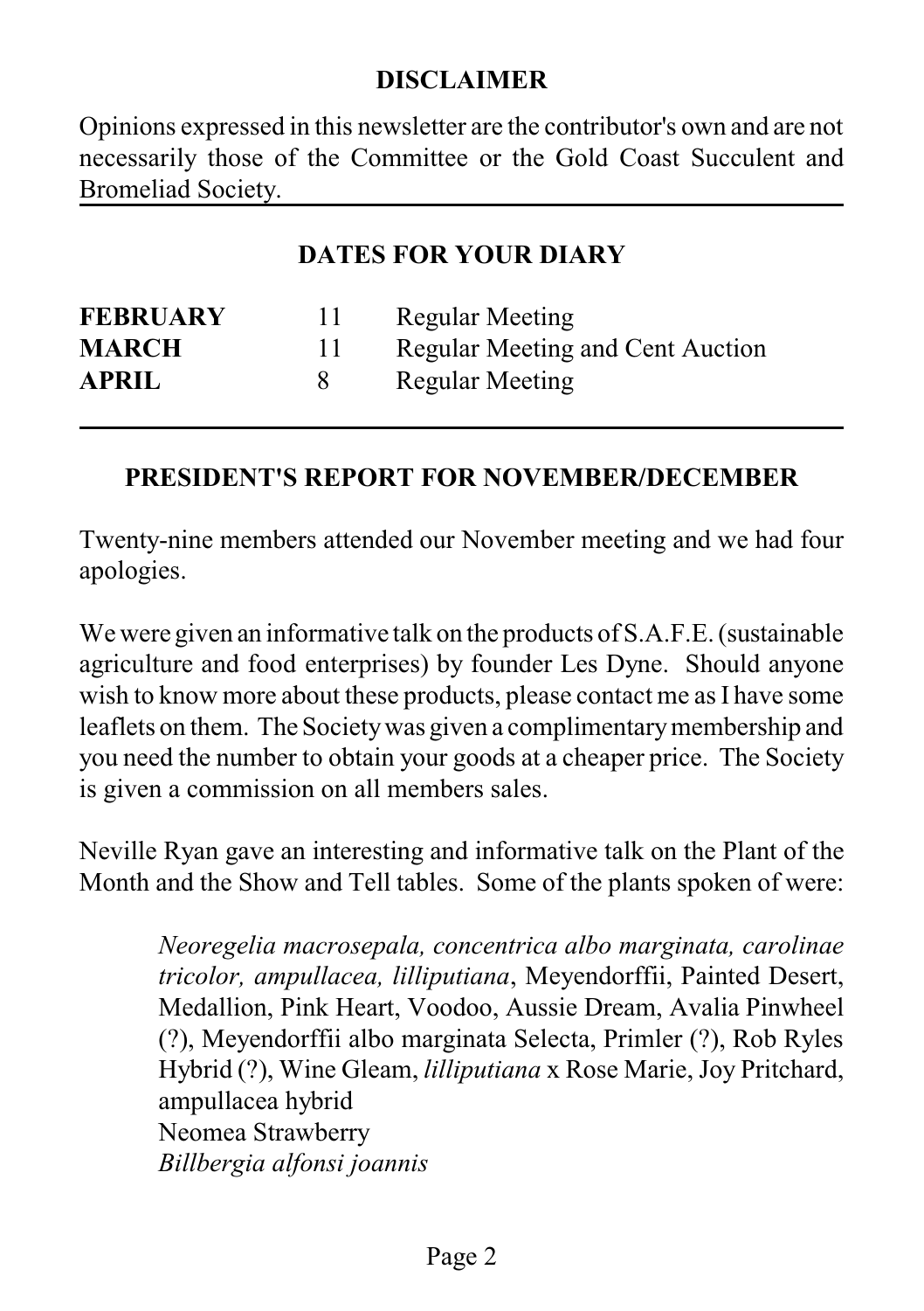## DISCLAIMER

Opinions expressed in this newsletter are the contributor's own and are not necessarily those of the Committee or the Gold Coast Succulent and Bromeliad Society.

## DATES FOR YOUR DIARY

| | | |
|---|---|---|
| **FEBRUARY** | 11 | Regular Meeting |
| **MARCH** | 11 | Regular Meeting and Cent Auction |
| **APRIL** | 8 | Regular Meeting |

## PRESIDENT'S REPORT FOR NOVEMBER/DECEMBER

Twenty-nine members attended our November meeting and we had four apologies.

We were given an informative talk on the products of S.A.F.E. (sustainable agriculture and food enterprises) by founder Les Dyne. Should anyone wish to know more about these products, please contact me as I have some leaflets on them. The Society was given a complimentary membership and you need the number to obtain your goods at a cheaper price. The Society is given a commission on all members sales.

Neville Ryan gave an interesting and informative talk on the Plant of the Month and the Show and Tell tables. Some of the plants spoken of were:

> *Neoregelia macrosepala, concentrica albo marginata, carolinae tricolor, ampullacea, lilliputiana*, Meyendorffii, Painted Desert, Medallion, Pink Heart, Voodoo, Aussie Dream, Avalia Pinwheel (?), Meyendorffii albo marginata Selecta, Primler (?), Rob Ryles Hybrid (?), Wine Gleam, *lilliputiana* x Rose Marie, Joy Pritchard, ampullacea hybrid
> Neomea Strawberry
> *Billbergia alfonsi joannis*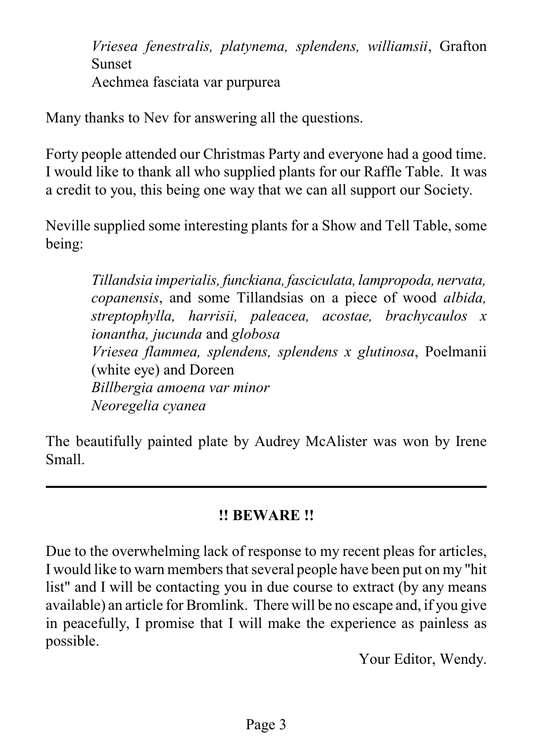> *Vriesea fenestralis, platynema, splendens, williamsii*, Grafton Sunset
> Aechmea fasciata var purpurea

Many thanks to Nev for answering all the questions.

Forty people attended our Christmas Party and everyone had a good time. I would like to thank all who supplied plants for our Raffle Table. It was a credit to you, this being one way that we can all support our Society.

Neville supplied some interesting plants for a Show and Tell Table, some being:

> *Tillandsia imperialis, funckiana, fasciculata, lampropoda, nervata, copanensis*, and some Tillandsias on a piece of wood *albida, streptophylla, harrisii, paleacea, acostae, brachycaulos x ionantha, jucunda* and *globosa*
> *Vriesea flammea, splendens, splendens x glutinosa*, Poelmanii (white eye) and Doreen
> *Billbergia amoena var minor*
> *Neoregelia cyanea*

The beautifully painted plate by Audrey McAlister was won by Irene Small.

---

**!! BEWARE !!**

Due to the overwhelming lack of response to my recent pleas for articles, I would like to warn members that several people have been put on my "hit list" and I will be contacting you in due course to extract (by any means available) an article for Bromlink. There will be no escape and, if you give in peacefully, I promise that I will make the experience as painless as possible.

Your Editor, Wendy.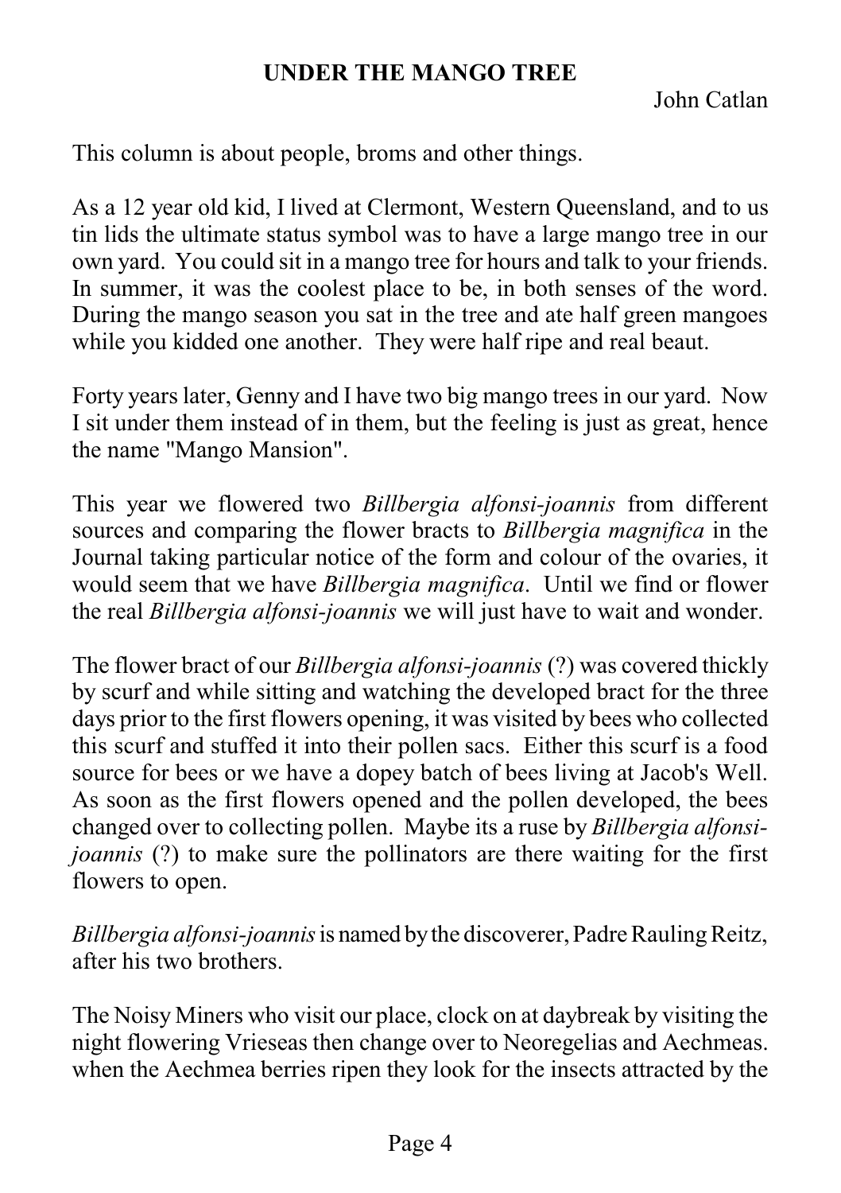## UNDER THE MANGO TREE

John Catlan

This column is about people, broms and other things.

As a 12 year old kid, I lived at Clermont, Western Queensland, and to us tin lids the ultimate status symbol was to have a large mango tree in our own yard. You could sit in a mango tree for hours and talk to your friends. In summer, it was the coolest place to be, in both senses of the word. During the mango season you sat in the tree and ate half green mangoes while you kidded one another. They were half ripe and real beaut.

Forty years later, Genny and I have two big mango trees in our yard. Now I sit under them instead of in them, but the feeling is just as great, hence the name "Mango Mansion".

This year we flowered two *Billbergia alfonsi-joannis* from different sources and comparing the flower bracts to *Billbergia magnifica* in the Journal taking particular notice of the form and colour of the ovaries, it would seem that we have *Billbergia magnifica*. Until we find or flower the real *Billbergia alfonsi-joannis* we will just have to wait and wonder.

The flower bract of our *Billbergia alfonsi-joannis* (?) was covered thickly by scurf and while sitting and watching the developed bract for the three days prior to the first flowers opening, it was visited by bees who collected this scurf and stuffed it into their pollen sacs. Either this scurf is a food source for bees or we have a dopey batch of bees living at Jacob's Well. As soon as the first flowers opened and the pollen developed, the bees changed over to collecting pollen. Maybe its a ruse by *Billbergia alfonsi-joannis* (?) to make sure the pollinators are there waiting for the first flowers to open.

*Billbergia alfonsi-joannis* is named by the discoverer, Padre Rauling Reitz, after his two brothers.

The Noisy Miners who visit our place, clock on at daybreak by visiting the night flowering Vrieseas then change over to Neoregelias and Aechmeas. when the Aechmea berries ripen they look for the insects attracted by the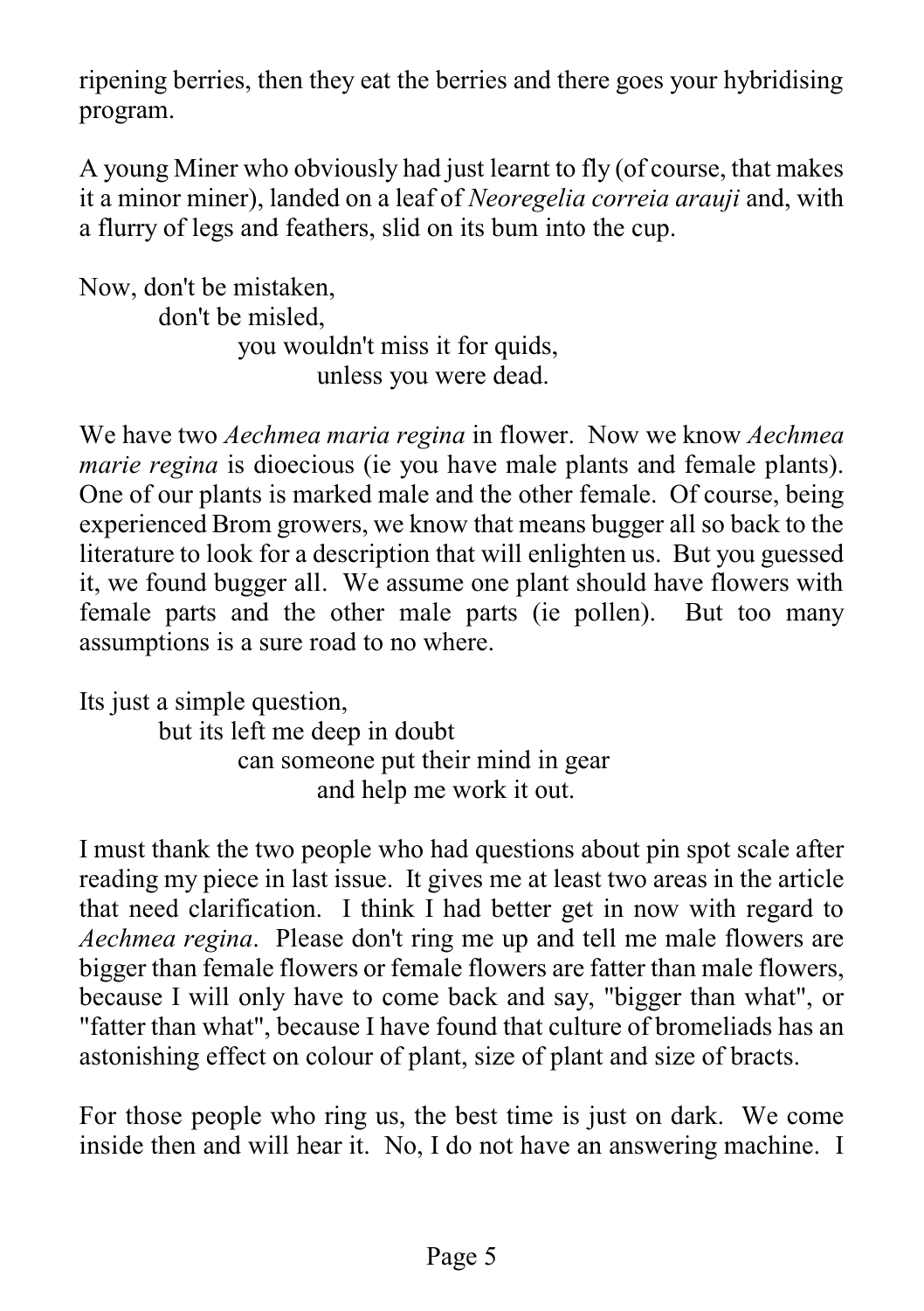ripening berries, then they eat the berries and there goes your hybridising program.

A young Miner who obviously had just learnt to fly (of course, that makes it a minor miner), landed on a leaf of *Neoregelia correia arauji* and, with a flurry of legs and feathers, slid on its bum into the cup.

Now, don't be mistaken,
don't be misled,
you wouldn't miss it for quids,
unless you were dead.

We have two *Aechmea maria regina* in flower. Now we know *Aechmea marie regina* is dioecious (ie you have male plants and female plants). One of our plants is marked male and the other female. Of course, being experienced Brom growers, we know that means bugger all so back to the literature to look for a description that will enlighten us. But you guessed it, we found bugger all. We assume one plant should have flowers with female parts and the other male parts (ie pollen). But too many assumptions is a sure road to no where.

Its just a simple question,
but its left me deep in doubt
can someone put their mind in gear
and help me work it out.

I must thank the two people who had questions about pin spot scale after reading my piece in last issue. It gives me at least two areas in the article that need clarification. I think I had better get in now with regard to *Aechmea regina*. Please don't ring me up and tell me male flowers are bigger than female flowers or female flowers are fatter than male flowers, because I will only have to come back and say, "bigger than what", or "fatter than what", because I have found that culture of bromeliads has an astonishing effect on colour of plant, size of plant and size of bracts.

For those people who ring us, the best time is just on dark. We come inside then and will hear it. No, I do not have an answering machine. I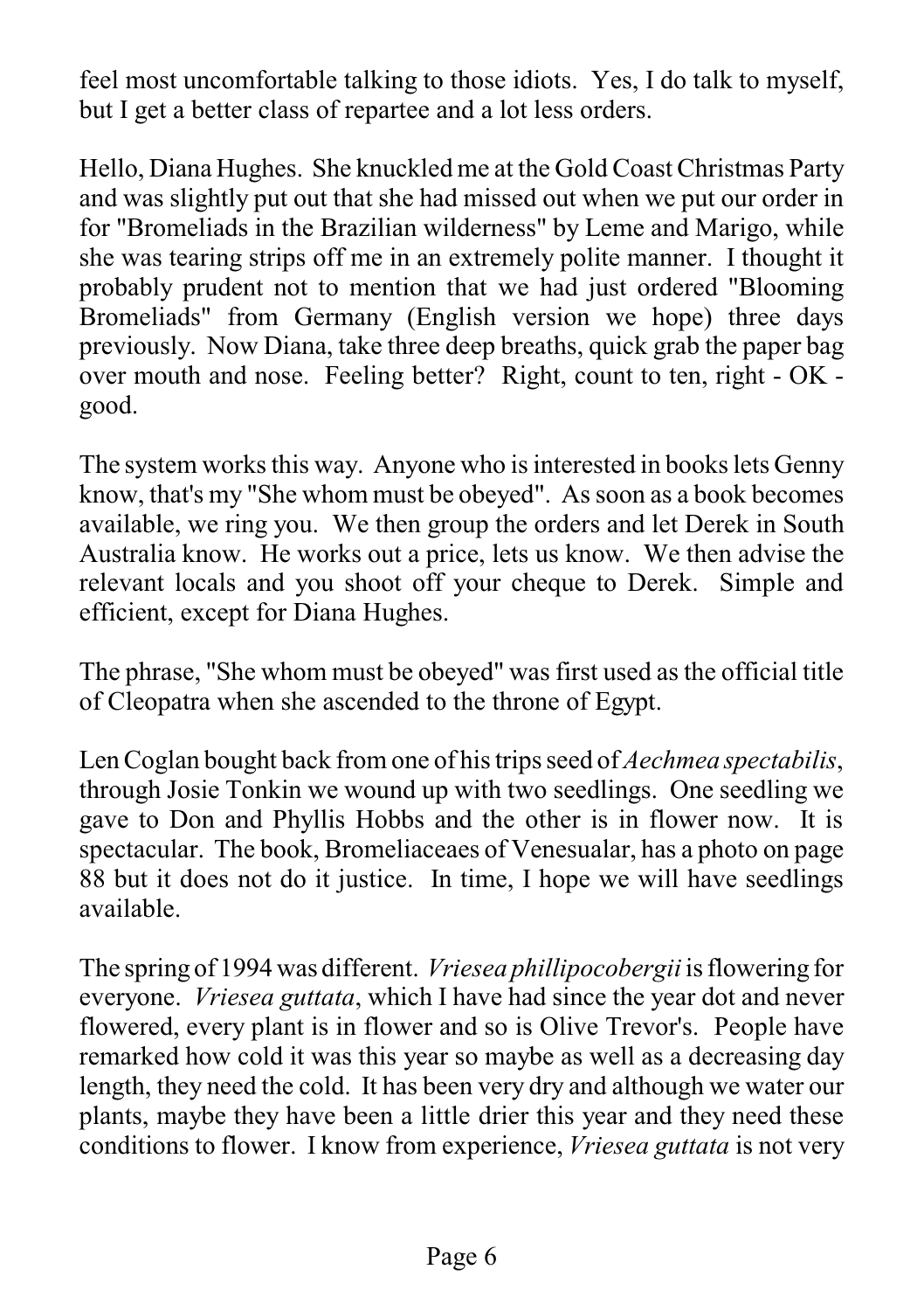feel most uncomfortable talking to those idiots. Yes, I do talk to myself, but I get a better class of repartee and a lot less orders.

Hello, Diana Hughes. She knuckled me at the Gold Coast Christmas Party and was slightly put out that she had missed out when we put our order in for "Bromeliads in the Brazilian wilderness" by Leme and Marigo, while she was tearing strips off me in an extremely polite manner. I thought it probably prudent not to mention that we had just ordered "Blooming Bromeliads" from Germany (English version we hope) three days previously. Now Diana, take three deep breaths, quick grab the paper bag over mouth and nose. Feeling better? Right, count to ten, right - OK - good.

The system works this way. Anyone who is interested in books lets Genny know, that's my "She whom must be obeyed". As soon as a book becomes available, we ring you. We then group the orders and let Derek in South Australia know. He works out a price, lets us know. We then advise the relevant locals and you shoot off your cheque to Derek. Simple and efficient, except for Diana Hughes.

The phrase, "She whom must be obeyed" was first used as the official title of Cleopatra when she ascended to the throne of Egypt.

Len Coglan bought back from one of his trips seed of *Aechmea spectabilis*, through Josie Tonkin we wound up with two seedlings. One seedling we gave to Don and Phyllis Hobbs and the other is in flower now. It is spectacular. The book, Bromeliaceaes of Venesualar, has a photo on page 88 but it does not do it justice. In time, I hope we will have seedlings available.

The spring of 1994 was different. *Vriesea phillipocobergii* is flowering for everyone. *Vriesea guttata*, which I have had since the year dot and never flowered, every plant is in flower and so is Olive Trevor's. People have remarked how cold it was this year so maybe as well as a decreasing day length, they need the cold. It has been very dry and although we water our plants, maybe they have been a little drier this year and they need these conditions to flower. I know from experience, *Vriesea guttata* is not very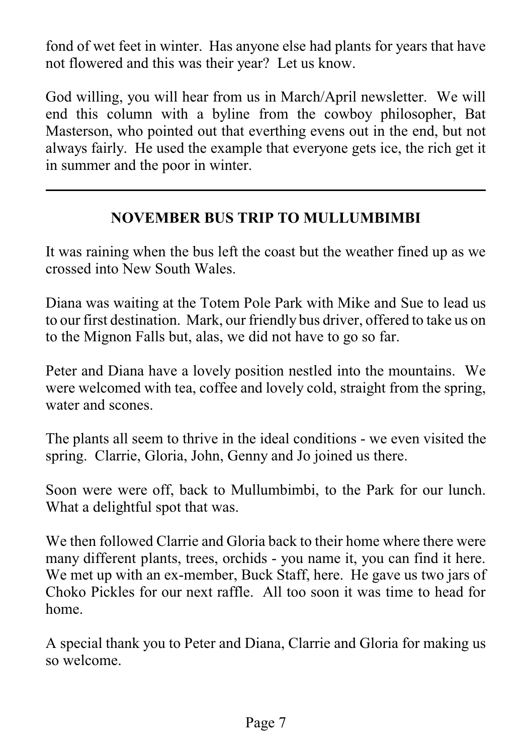fond of wet feet in winter. Has anyone else had plants for years that have not flowered and this was their year? Let us know.

God willing, you will hear from us in March/April newsletter. We will end this column with a byline from the cowboy philosopher, Bat Masterson, who pointed out that everthing evens out in the end, but not always fairly. He used the example that everyone gets ice, the rich get it in summer and the poor in winter.

---

## NOVEMBER BUS TRIP TO MULLUMBIMBI

It was raining when the bus left the coast but the weather fined up as we crossed into New South Wales.

Diana was waiting at the Totem Pole Park with Mike and Sue to lead us to our first destination. Mark, our friendly bus driver, offered to take us on to the Mignon Falls but, alas, we did not have to go so far.

Peter and Diana have a lovely position nestled into the mountains. We were welcomed with tea, coffee and lovely cold, straight from the spring, water and scones.

The plants all seem to thrive in the ideal conditions - we even visited the spring. Clarrie, Gloria, John, Genny and Jo joined us there.

Soon were were off, back to Mullumbimbi, to the Park for our lunch. What a delightful spot that was.

We then followed Clarrie and Gloria back to their home where there were many different plants, trees, orchids - you name it, you can find it here. We met up with an ex-member, Buck Staff, here. He gave us two jars of Choko Pickles for our next raffle. All too soon it was time to head for home.

A special thank you to Peter and Diana, Clarrie and Gloria for making us so welcome.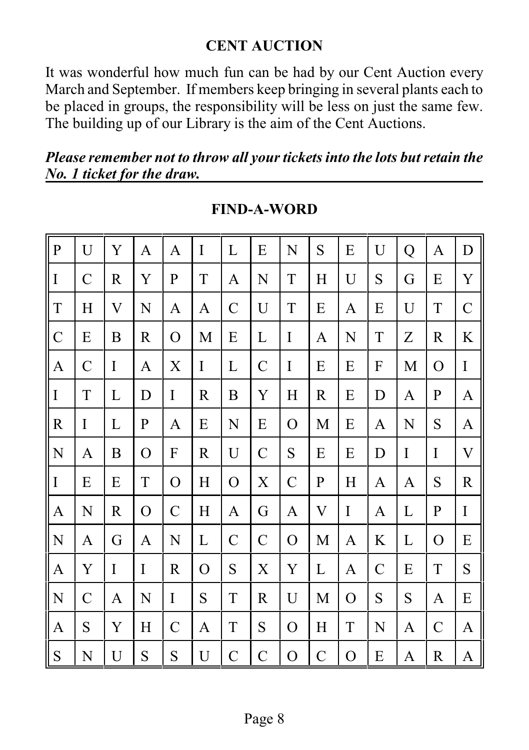## CENT AUCTION

It was wonderful how much fun can be had by our Cent Auction every March and September. If members keep bringing in several plants each to be placed in groups, the responsibility will be less on just the same few. The building up of our Library is the aim of the Cent Auctions.

***Please remember not to throw all your tickets into the lots but retain the No. 1 ticket for the draw.***

## FIND-A-WORD

| | | | | | | | | | | | | | | |
|---|---|---|---|---|---|---|---|---|---|---|---|---|---|---|
| P | U | Y | A | A | I | L | E | N | S | E | U | Q | A | D |
| I | C | R | Y | P | T | A | N | T | H | U | S | G | E | Y |
| T | H | V | N | A | A | C | U | T | E | A | E | U | T | C |
| C | E | B | R | O | M | E | L | I | A | N | T | Z | R | K |
| A | C | I | A | X | I | L | C | I | E | E | F | M | O | I |
| I | T | L | D | I | R | B | Y | H | R | E | D | A | P | A |
| R | I | L | P | A | E | N | E | O | M | E | A | N | S | A |
| N | A | B | O | F | R | U | C | S | E | E | D | I | I | V |
| I | E | E | T | O | H | O | X | C | P | H | A | A | S | R |
| A | N | R | O | C | H | A | G | A | V | I | A | L | P | I |
| N | A | G | A | N | L | C | C | O | M | A | K | L | O | E |
| A | Y | I | I | R | O | S | X | Y | L | A | C | E | T | S |
| N | C | A | N | I | S | T | R | U | M | O | S | S | A | E |
| A | S | Y | H | C | A | T | S | O | H | T | N | A | C | A |
| S | N | U | S | S | U | C | C | O | C | O | E | A | R | A |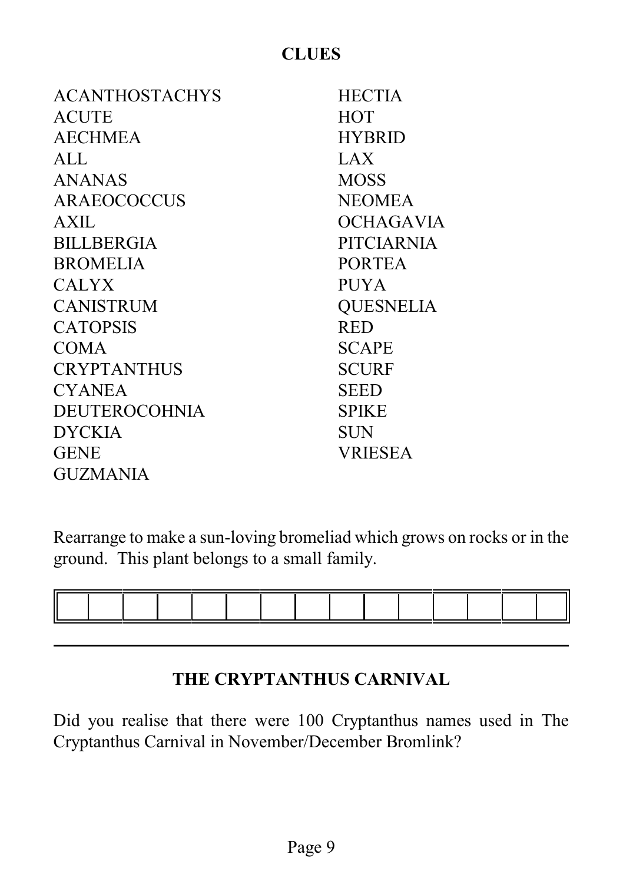## CLUES

- ACANTHOSTACHYS
- ACUTE
- AECHMEA
- ALL
- ANANAS
- ARAEOCOCCUS
- AXIL
- BILLBERGIA
- BROMELIA
- CALYX
- CANISTRUM
- CATOPSIS
- COMA
- CRYPTANTHUS
- CYANEA
- DEUTEROCOHNIA
- DYCKIA
- GENE
- GUZMANIA
- HECTIA
- HOT
- HYBRID
- LAX
- MOSS
- NEOMEA
- OCHAGAVIA
- PITCIARNIA
- PORTEA
- PUYA
- QUESNELIA
- RED
- SCAPE
- SCURF
- SEED
- SPIKE
- SUN
- VRIESEA

Rearrange to make a sun-loving bromeliad which grows on rocks or in the ground. This plant belongs to a small family.

| | | | | | | | | | | | | | | |
|---|---|---|---|---|---|---|---|---|---|---|---|---|---|---|
| | | | | | | | | | | | | | | |

---

## THE CRYPTANTHUS CARNIVAL

Did you realise that there were 100 Cryptanthus names used in The Cryptanthus Carnival in November/December Bromlink?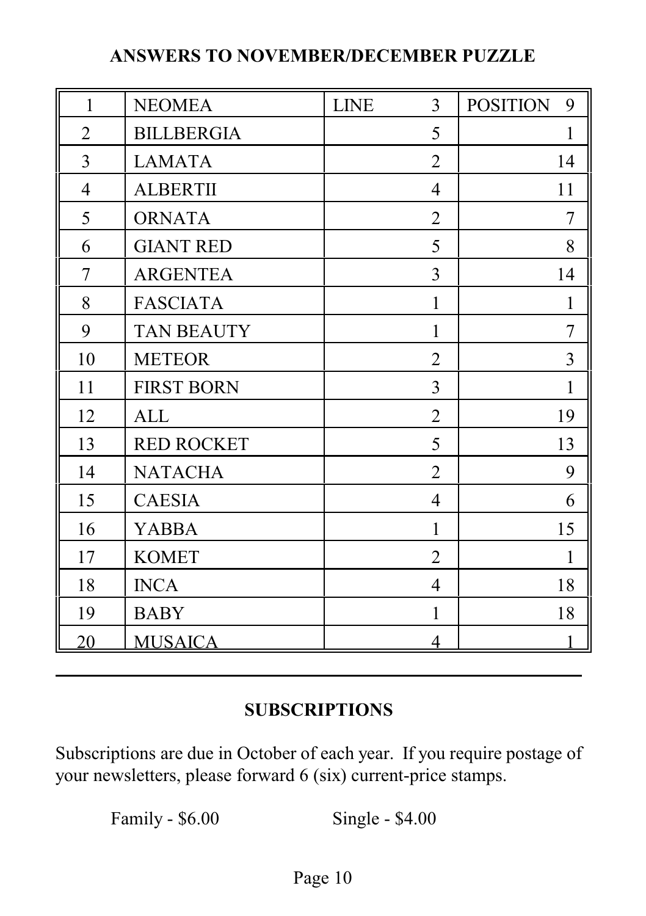## ANSWERS TO NOVEMBER/DECEMBER PUZZLE

| | | LINE | POSITION |
|---|---|---|---|
| 1 | NEOMEA | 3 | 9 |
| 2 | BILLBERGIA | 5 | 1 |
| 3 | LAMATA | 2 | 14 |
| 4 | ALBERTII | 4 | 11 |
| 5 | ORNATA | 2 | 7 |
| 6 | GIANT RED | 5 | 8 |
| 7 | ARGENTEA | 3 | 14 |
| 8 | FASCIATA | 1 | 1 |
| 9 | TAN BEAUTY | 1 | 7 |
| 10 | METEOR | 2 | 3 |
| 11 | FIRST BORN | 3 | 1 |
| 12 | ALL | 2 | 19 |
| 13 | RED ROCKET | 5 | 13 |
| 14 | NATACHA | 2 | 9 |
| 15 | CAESIA | 4 | 6 |
| 16 | YABBA | 1 | 15 |
| 17 | KOMET | 2 | 1 |
| 18 | INCA | 4 | 18 |
| 19 | BABY | 1 | 18 |
| 20 | MUSAICA | 4 | 1 |

---

## SUBSCRIPTIONS

Subscriptions are due in October of each year. If you require postage of your newsletters, please forward 6 (six) current-price stamps.

Family - $6.00 Single - $4.00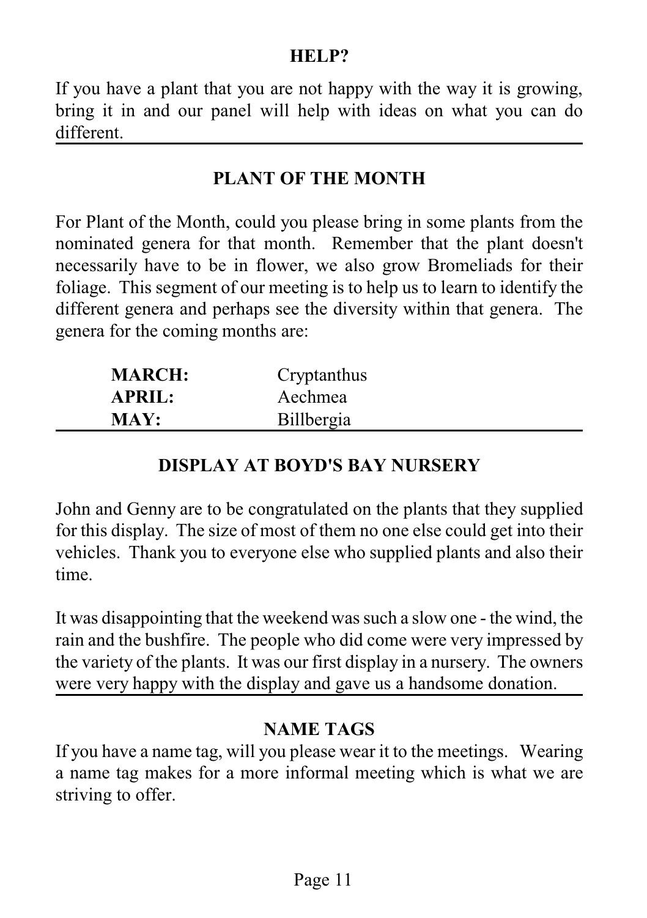## HELP?

If you have a plant that you are not happy with the way it is growing, bring it in and our panel will help with ideas on what you can do different.

## PLANT OF THE MONTH

For Plant of the Month, could you please bring in some plants from the nominated genera for that month. Remember that the plant doesn't necessarily have to be in flower, we also grow Bromeliads for their foliage. This segment of our meeting is to help us to learn to identify the different genera and perhaps see the diversity within that genera. The genera for the coming months are:

| | |
|---|---|
| **MARCH:** | Cryptanthus |
| **APRIL:** | Aechmea |
| **MAY:** | Billbergia |

## DISPLAY AT BOYD'S BAY NURSERY

John and Genny are to be congratulated on the plants that they supplied for this display. The size of most of them no one else could get into their vehicles. Thank you to everyone else who supplied plants and also their time.

It was disappointing that the weekend was such a slow one - the wind, the rain and the bushfire. The people who did come were very impressed by the variety of the plants. It was our first display in a nursery. The owners were very happy with the display and gave us a handsome donation.

## NAME TAGS

If you have a name tag, will you please wear it to the meetings. Wearing a name tag makes for a more informal meeting which is what we are striving to offer.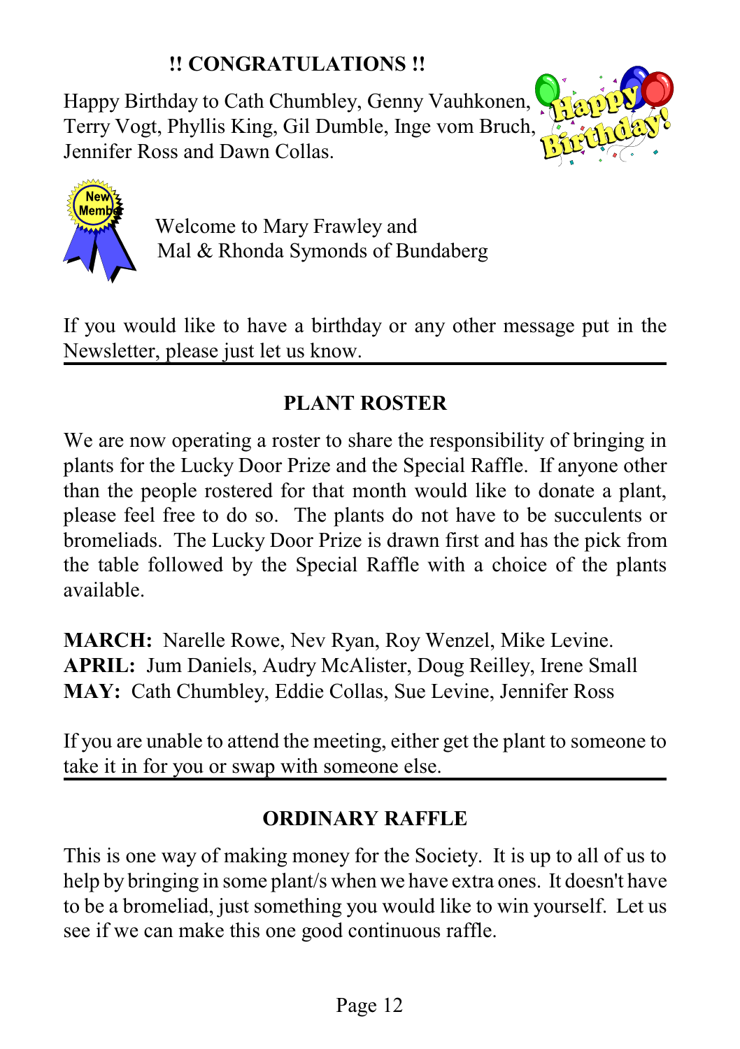## !! CONGRATULATIONS !!

Happy Birthday to Cath Chumbley, Genny Vauhkonen, Terry Vogt, Phyllis King, Gil Dumble, Inge vom Bruch, Jennifer Ross and Dawn Collas.

Welcome to Mary Frawley and Mal & Rhonda Symonds of Bundaberg

If you would like to have a birthday or any other message put in the Newsletter, please just let us know.

## PLANT ROSTER

We are now operating a roster to share the responsibility of bringing in plants for the Lucky Door Prize and the Special Raffle. If anyone other than the people rostered for that month would like to donate a plant, please feel free to do so. The plants do not have to be succulents or bromeliads. The Lucky Door Prize is drawn first and has the pick from the table followed by the Special Raffle with a choice of the plants available.

**MARCH:** Narelle Rowe, Nev Ryan, Roy Wenzel, Mike Levine.
**APRIL:** Jum Daniels, Audry McAlister, Doug Reilley, Irene Small
**MAY:** Cath Chumbley, Eddie Collas, Sue Levine, Jennifer Ross

If you are unable to attend the meeting, either get the plant to someone to take it in for you or swap with someone else.

## ORDINARY RAFFLE

This is one way of making money for the Society. It is up to all of us to help by bringing in some plant/s when we have extra ones. It doesn't have to be a bromeliad, just something you would like to win yourself. Let us see if we can make this one good continuous raffle.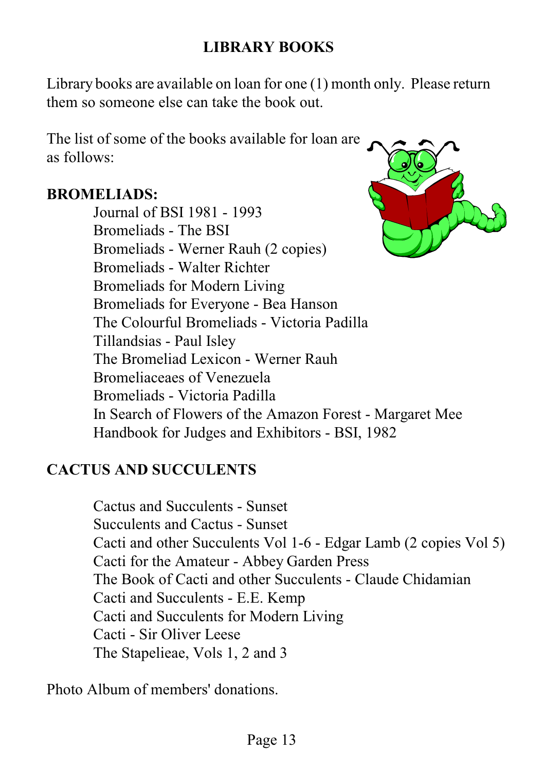## LIBRARY BOOKS

Library books are available on loan for one (1) month only. Please return them so someone else can take the book out.

The list of some of the books available for loan are as follows:

### BROMELIADS:

- Journal of BSI 1981 - 1993
- Bromeliads - The BSI
- Bromeliads - Werner Rauh (2 copies)
- Bromeliads - Walter Richter
- Bromeliads for Modern Living
- Bromeliads for Everyone - Bea Hanson
- The Colourful Bromeliads - Victoria Padilla
- Tillandsias - Paul Isley
- The Bromeliad Lexicon - Werner Rauh
- Bromeliaceaes of Venezuela
- Bromeliads - Victoria Padilla
- In Search of Flowers of the Amazon Forest - Margaret Mee
- Handbook for Judges and Exhibitors - BSI, 1982

### CACTUS AND SUCCULENTS

- Cactus and Succulents - Sunset
- Succulents and Cactus - Sunset
- Cacti and other Succulents Vol 1-6 - Edgar Lamb (2 copies Vol 5)
- Cacti for the Amateur - Abbey Garden Press
- The Book of Cacti and other Succulents - Claude Chidamian
- Cacti and Succulents - E.E. Kemp
- Cacti and Succulents for Modern Living
- Cacti - Sir Oliver Leese
- The Stapelieae, Vols 1, 2 and 3

Photo Album of members' donations.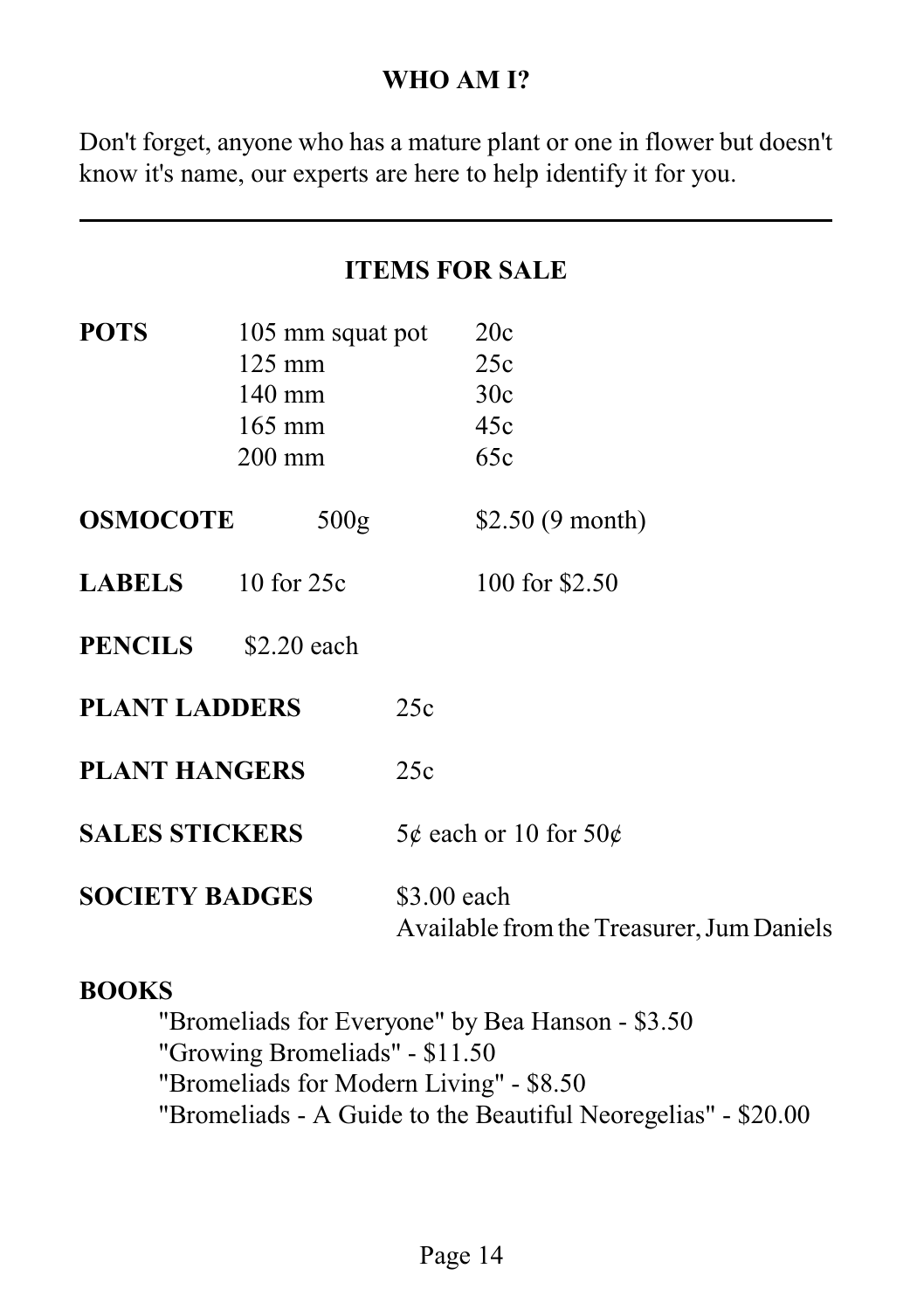## WHO AM I?

Don't forget, anyone who has a mature plant or one in flower but doesn't know it's name, our experts are here to help identify it for you.

---

## ITEMS FOR SALE

| | | |
|---|---|---|
| **POTS** | 105 mm squat pot | 20c |
| | 125 mm | 25c |
| | 140 mm | 30c |
| | 165 mm | 45c |
| | 200 mm | 65c |
| **OSMOCOTE** | 500g | $2.50 (9 month) |
| **LABELS** | 10 for 25c | 100 for $2.50 |
| **PENCILS** | $2.20 each | |
| **PLANT LADDERS** | 25c | |
| **PLANT HANGERS** | 25c | |
| **SALES STICKERS** | 5¢ each or 10 for 50¢ | |
| **SOCIETY BADGES** | $3.00 each<br>Available from the Treasurer, Jum Daniels | |

**BOOKS**

"Bromeliads for Everyone" by Bea Hanson - $3.50
"Growing Bromeliads" - $11.50
"Bromeliads for Modern Living" - $8.50
"Bromeliads - A Guide to the Beautiful Neoregelias" - $20.00